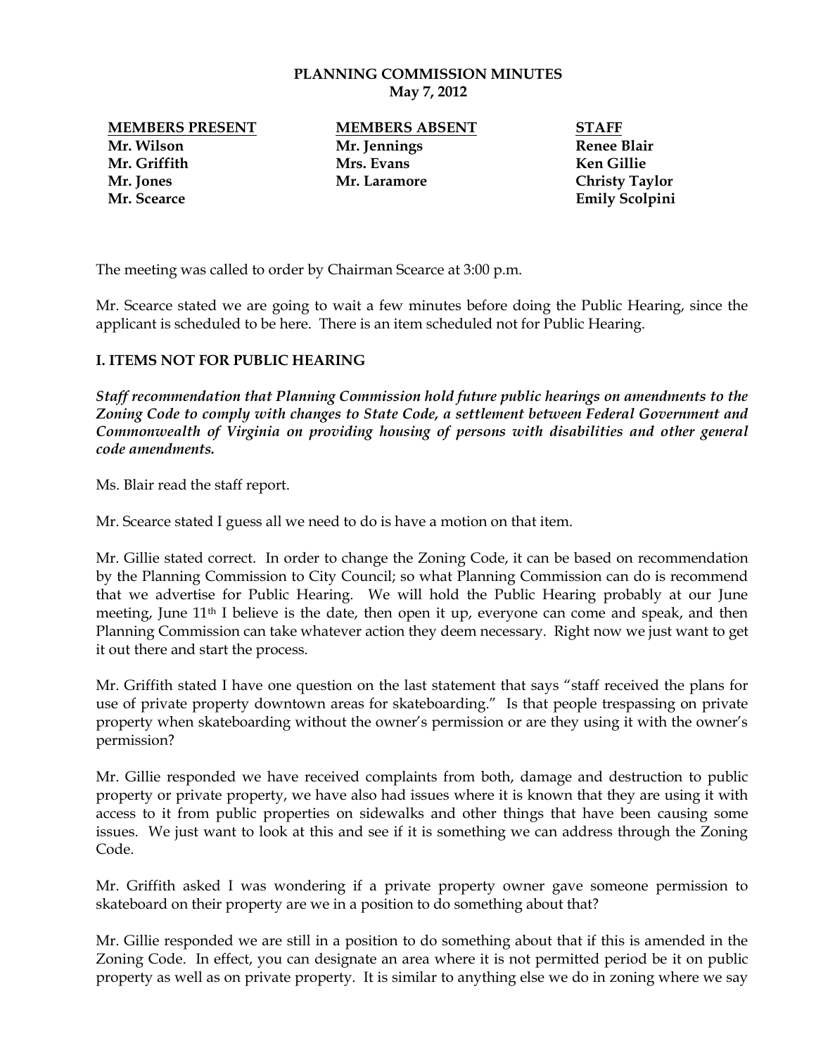# PLANNING COMMISSION MINUTES
**May 7, 2012**

| MEMBERS PRESENT | MEMBERS ABSENT | STAFF |
|---|---|---|
| Mr. Wilson | Mr. Jennings | Renee Blair |
| Mr. Griffith | Mrs. Evans | Ken Gillie |
| Mr. Jones | Mr. Laramore | Christy Taylor |
| Mr. Scearce | | Emily Scolpini |

The meeting was called to order by Chairman Scearce at 3:00 p.m.

Mr. Scearce stated we are going to wait a few minutes before doing the Public Hearing, since the applicant is scheduled to be here. There is an item scheduled not for Public Hearing.

## I. ITEMS NOT FOR PUBLIC HEARING

***Staff recommendation that Planning Commission hold future public hearings on amendments to the Zoning Code to comply with changes to State Code, a settlement between Federal Government and Commonwealth of Virginia on providing housing of persons with disabilities and other general code amendments.***

Ms. Blair read the staff report.

Mr. Scearce stated I guess all we need to do is have a motion on that item.

Mr. Gillie stated correct. In order to change the Zoning Code, it can be based on recommendation by the Planning Commission to City Council; so what Planning Commission can do is recommend that we advertise for Public Hearing. We will hold the Public Hearing probably at our June meeting, June 11th I believe is the date, then open it up, everyone can come and speak, and then Planning Commission can take whatever action they deem necessary. Right now we just want to get it out there and start the process.

Mr. Griffith stated I have one question on the last statement that says "staff received the plans for use of private property downtown areas for skateboarding." Is that people trespassing on private property when skateboarding without the owner's permission or are they using it with the owner's permission?

Mr. Gillie responded we have received complaints from both, damage and destruction to public property or private property, we have also had issues where it is known that they are using it with access to it from public properties on sidewalks and other things that have been causing some issues. We just want to look at this and see if it is something we can address through the Zoning Code.

Mr. Griffith asked I was wondering if a private property owner gave someone permission to skateboard on their property are we in a position to do something about that?

Mr. Gillie responded we are still in a position to do something about that if this is amended in the Zoning Code. In effect, you can designate an area where it is not permitted period be it on public property as well as on private property. It is similar to anything else we do in zoning where we say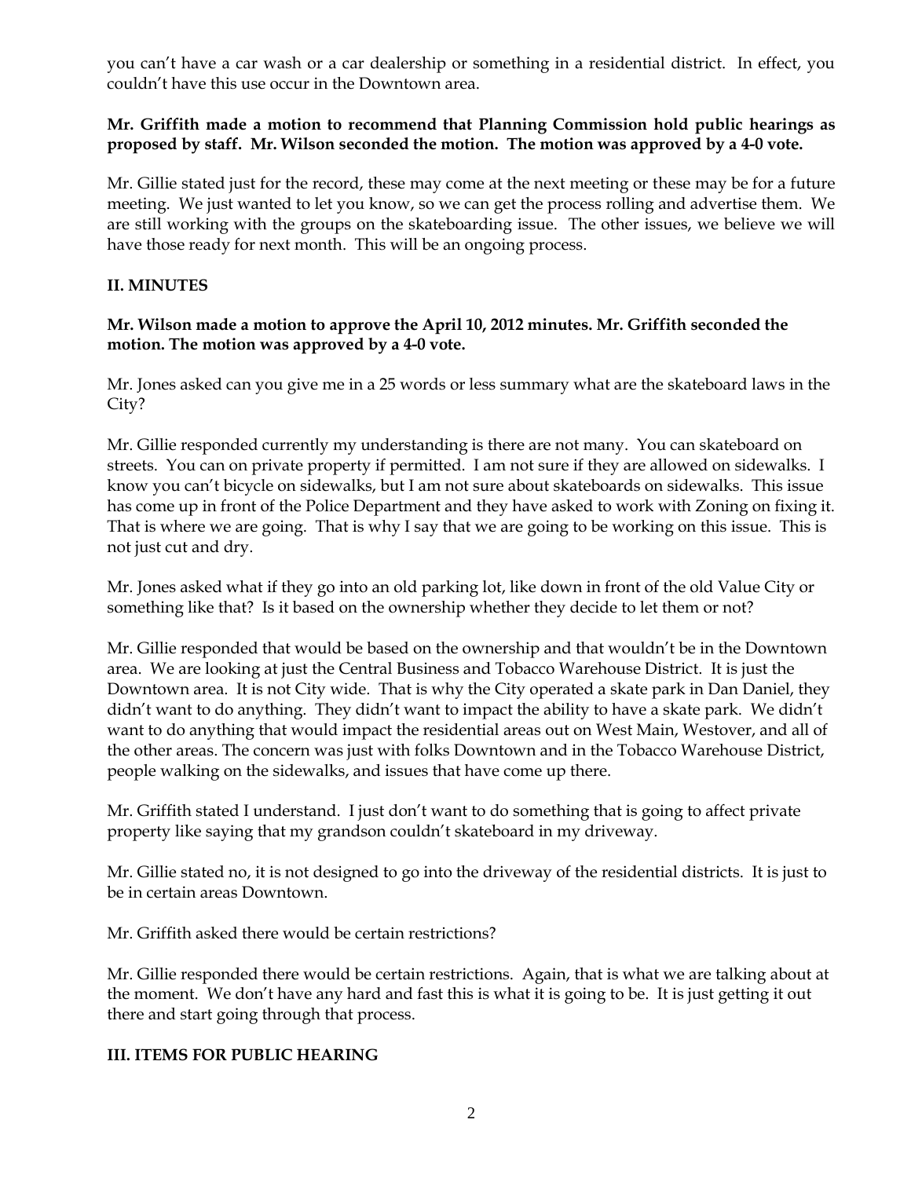you can't have a car wash or a car dealership or something in a residential district. In effect, you couldn't have this use occur in the Downtown area.

**Mr. Griffith made a motion to recommend that Planning Commission hold public hearings as proposed by staff. Mr. Wilson seconded the motion. The motion was approved by a 4-0 vote.**

Mr. Gillie stated just for the record, these may come at the next meeting or these may be for a future meeting. We just wanted to let you know, so we can get the process rolling and advertise them. We are still working with the groups on the skateboarding issue. The other issues, we believe we will have those ready for next month. This will be an ongoing process.

## II. MINUTES

**Mr. Wilson made a motion to approve the April 10, 2012 minutes. Mr. Griffith seconded the motion. The motion was approved by a 4-0 vote.**

Mr. Jones asked can you give me in a 25 words or less summary what are the skateboard laws in the City?

Mr. Gillie responded currently my understanding is there are not many. You can skateboard on streets. You can on private property if permitted. I am not sure if they are allowed on sidewalks. I know you can't bicycle on sidewalks, but I am not sure about skateboards on sidewalks. This issue has come up in front of the Police Department and they have asked to work with Zoning on fixing it. That is where we are going. That is why I say that we are going to be working on this issue. This is not just cut and dry.

Mr. Jones asked what if they go into an old parking lot, like down in front of the old Value City or something like that? Is it based on the ownership whether they decide to let them or not?

Mr. Gillie responded that would be based on the ownership and that wouldn't be in the Downtown area. We are looking at just the Central Business and Tobacco Warehouse District. It is just the Downtown area. It is not City wide. That is why the City operated a skate park in Dan Daniel, they didn't want to do anything. They didn't want to impact the ability to have a skate park. We didn't want to do anything that would impact the residential areas out on West Main, Westover, and all of the other areas. The concern was just with folks Downtown and in the Tobacco Warehouse District, people walking on the sidewalks, and issues that have come up there.

Mr. Griffith stated I understand. I just don't want to do something that is going to affect private property like saying that my grandson couldn't skateboard in my driveway.

Mr. Gillie stated no, it is not designed to go into the driveway of the residential districts. It is just to be in certain areas Downtown.

Mr. Griffith asked there would be certain restrictions?

Mr. Gillie responded there would be certain restrictions. Again, that is what we are talking about at the moment. We don't have any hard and fast this is what it is going to be. It is just getting it out there and start going through that process.

## III. ITEMS FOR PUBLIC HEARING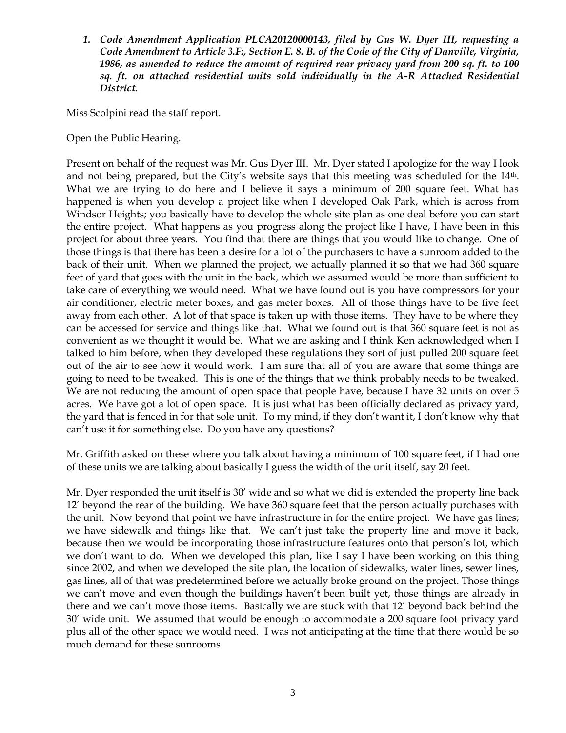1. ***Code Amendment Application PLCA20120000143, filed by Gus W. Dyer III, requesting a Code Amendment to Article 3.F:, Section E. 8. B. of the Code of the City of Danville, Virginia, 1986, as amended to reduce the amount of required rear privacy yard from 200 sq. ft. to 100 sq. ft. on attached residential units sold individually in the A-R Attached Residential District.***

Miss Scolpini read the staff report.

Open the Public Hearing.

Present on behalf of the request was Mr. Gus Dyer III. Mr. Dyer stated I apologize for the way I look and not being prepared, but the City's website says that this meeting was scheduled for the 14th. What we are trying to do here and I believe it says a minimum of 200 square feet. What has happened is when you develop a project like when I developed Oak Park, which is across from Windsor Heights; you basically have to develop the whole site plan as one deal before you can start the entire project. What happens as you progress along the project like I have, I have been in this project for about three years. You find that there are things that you would like to change. One of those things is that there has been a desire for a lot of the purchasers to have a sunroom added to the back of their unit. When we planned the project, we actually planned it so that we had 360 square feet of yard that goes with the unit in the back, which we assumed would be more than sufficient to take care of everything we would need. What we have found out is you have compressors for your air conditioner, electric meter boxes, and gas meter boxes. All of those things have to be five feet away from each other. A lot of that space is taken up with those items. They have to be where they can be accessed for service and things like that. What we found out is that 360 square feet is not as convenient as we thought it would be. What we are asking and I think Ken acknowledged when I talked to him before, when they developed these regulations they sort of just pulled 200 square feet out of the air to see how it would work. I am sure that all of you are aware that some things are going to need to be tweaked. This is one of the things that we think probably needs to be tweaked. We are not reducing the amount of open space that people have, because I have 32 units on over 5 acres. We have got a lot of open space. It is just what has been officially declared as privacy yard, the yard that is fenced in for that sole unit. To my mind, if they don't want it, I don't know why that can't use it for something else. Do you have any questions?

Mr. Griffith asked on these where you talk about having a minimum of 100 square feet, if I had one of these units we are talking about basically I guess the width of the unit itself, say 20 feet.

Mr. Dyer responded the unit itself is 30' wide and so what we did is extended the property line back 12' beyond the rear of the building. We have 360 square feet that the person actually purchases with the unit. Now beyond that point we have infrastructure in for the entire project. We have gas lines; we have sidewalk and things like that. We can't just take the property line and move it back, because then we would be incorporating those infrastructure features onto that person's lot, which we don't want to do. When we developed this plan, like I say I have been working on this thing since 2002, and when we developed the site plan, the location of sidewalks, water lines, sewer lines, gas lines, all of that was predetermined before we actually broke ground on the project. Those things we can't move and even though the buildings haven't been built yet, those things are already in there and we can't move those items. Basically we are stuck with that 12' beyond back behind the 30' wide unit. We assumed that would be enough to accommodate a 200 square foot privacy yard plus all of the other space we would need. I was not anticipating at the time that there would be so much demand for these sunrooms.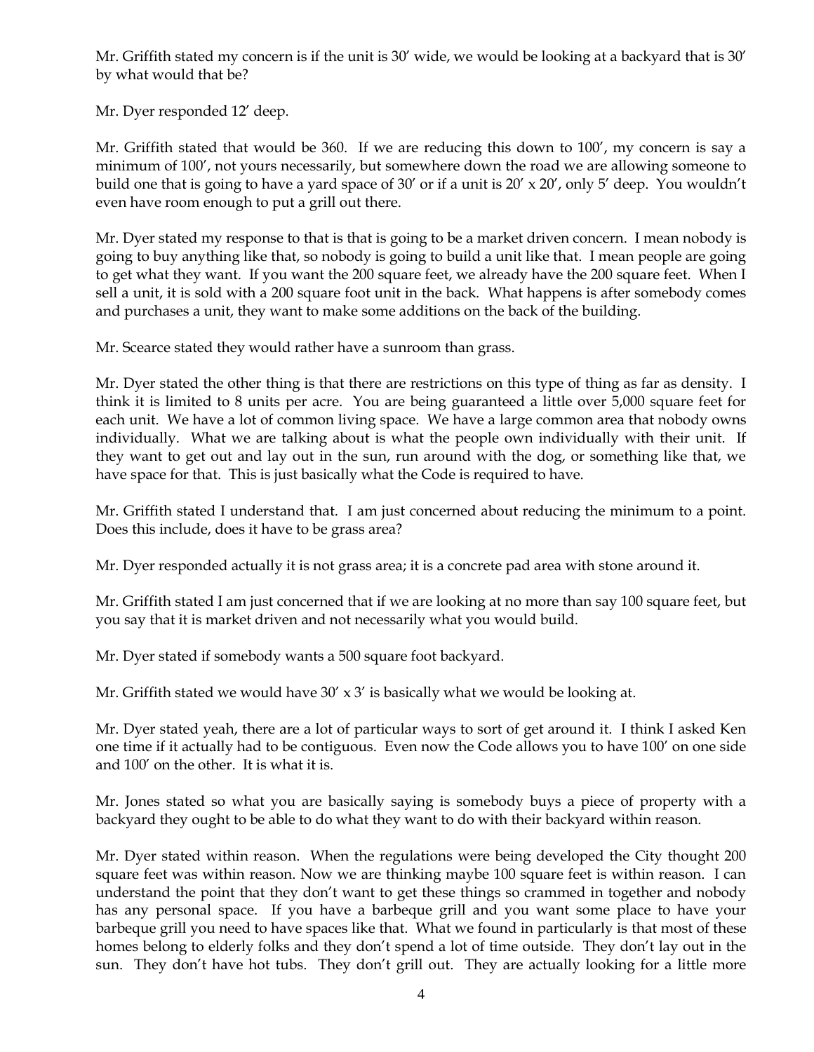Mr. Griffith stated my concern is if the unit is 30′ wide, we would be looking at a backyard that is 30′ by what would that be?

Mr. Dyer responded 12′ deep.

Mr. Griffith stated that would be 360. If we are reducing this down to 100′, my concern is say a minimum of 100′, not yours necessarily, but somewhere down the road we are allowing someone to build one that is going to have a yard space of 30′ or if a unit is 20′ x 20′, only 5′ deep. You wouldn't even have room enough to put a grill out there.

Mr. Dyer stated my response to that is that is going to be a market driven concern. I mean nobody is going to buy anything like that, so nobody is going to build a unit like that. I mean people are going to get what they want. If you want the 200 square feet, we already have the 200 square feet. When I sell a unit, it is sold with a 200 square foot unit in the back. What happens is after somebody comes and purchases a unit, they want to make some additions on the back of the building.

Mr. Scearce stated they would rather have a sunroom than grass.

Mr. Dyer stated the other thing is that there are restrictions on this type of thing as far as density. I think it is limited to 8 units per acre. You are being guaranteed a little over 5,000 square feet for each unit. We have a lot of common living space. We have a large common area that nobody owns individually. What we are talking about is what the people own individually with their unit. If they want to get out and lay out in the sun, run around with the dog, or something like that, we have space for that. This is just basically what the Code is required to have.

Mr. Griffith stated I understand that. I am just concerned about reducing the minimum to a point. Does this include, does it have to be grass area?

Mr. Dyer responded actually it is not grass area; it is a concrete pad area with stone around it.

Mr. Griffith stated I am just concerned that if we are looking at no more than say 100 square feet, but you say that it is market driven and not necessarily what you would build.

Mr. Dyer stated if somebody wants a 500 square foot backyard.

Mr. Griffith stated we would have 30′ x 3′ is basically what we would be looking at.

Mr. Dyer stated yeah, there are a lot of particular ways to sort of get around it. I think I asked Ken one time if it actually had to be contiguous. Even now the Code allows you to have 100′ on one side and 100′ on the other. It is what it is.

Mr. Jones stated so what you are basically saying is somebody buys a piece of property with a backyard they ought to be able to do what they want to do with their backyard within reason.

Mr. Dyer stated within reason. When the regulations were being developed the City thought 200 square feet was within reason. Now we are thinking maybe 100 square feet is within reason. I can understand the point that they don't want to get these things so crammed in together and nobody has any personal space. If you have a barbeque grill and you want some place to have your barbeque grill you need to have spaces like that. What we found in particularly is that most of these homes belong to elderly folks and they don't spend a lot of time outside. They don't lay out in the sun. They don't have hot tubs. They don't grill out. They are actually looking for a little more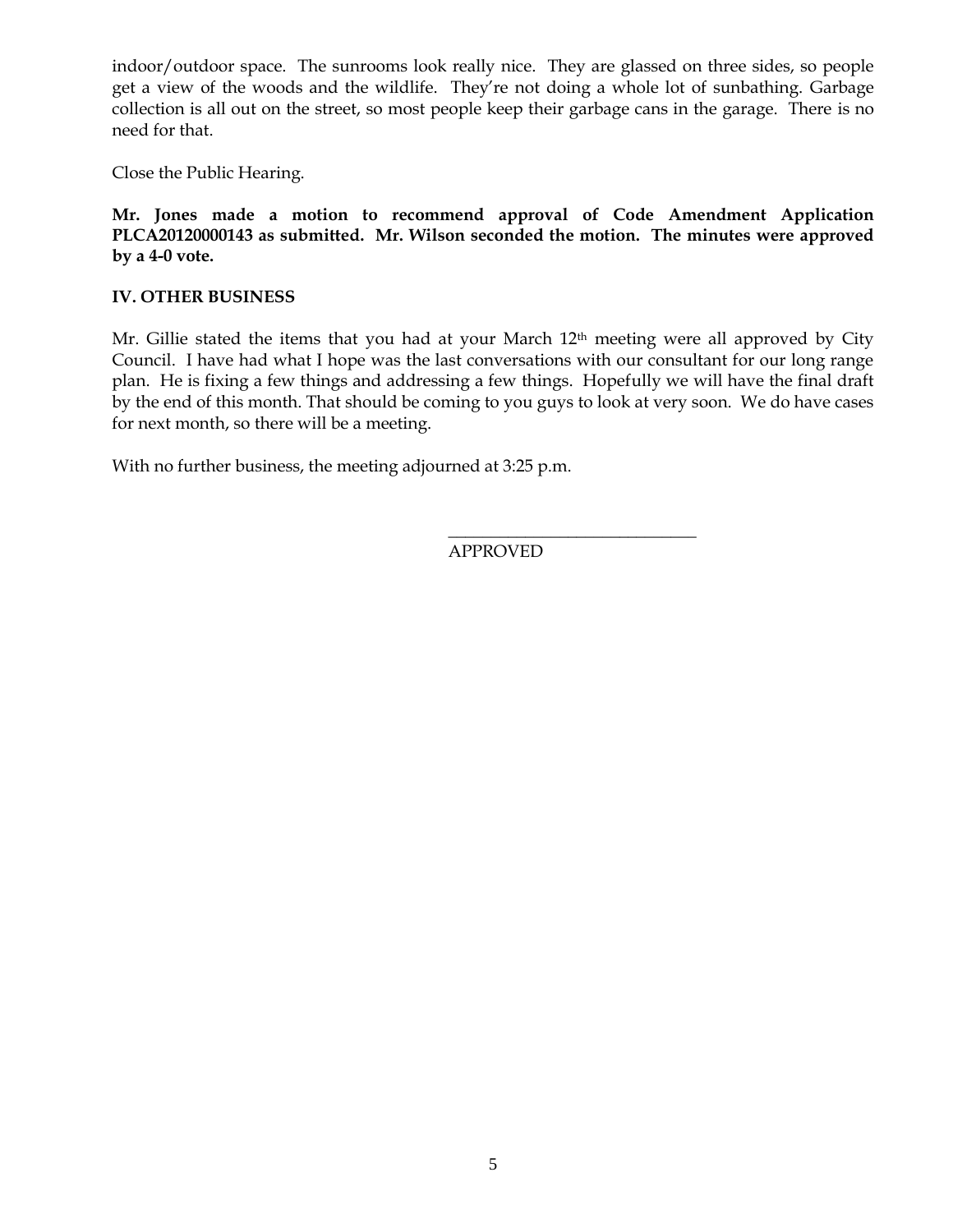indoor/outdoor space. The sunrooms look really nice. They are glassed on three sides, so people get a view of the woods and the wildlife. They're not doing a whole lot of sunbathing. Garbage collection is all out on the street, so most people keep their garbage cans in the garage. There is no need for that.

Close the Public Hearing.

**Mr. Jones made a motion to recommend approval of Code Amendment Application PLCA20120000143 as submitted. Mr. Wilson seconded the motion. The minutes were approved by a 4-0 vote.**

**IV. OTHER BUSINESS**

Mr. Gillie stated the items that you had at your March 12th meeting were all approved by City Council. I have had what I hope was the last conversations with our consultant for our long range plan. He is fixing a few things and addressing a few things. Hopefully we will have the final draft by the end of this month. That should be coming to you guys to look at very soon. We do have cases for next month, so there will be a meeting.

With no further business, the meeting adjourned at 3:25 p.m.

\_\_\_\_\_\_\_\_\_\_\_\_\_\_\_\_\_\_\_\_\_\_\_\_\_\_\_\_\_\_

APPROVED